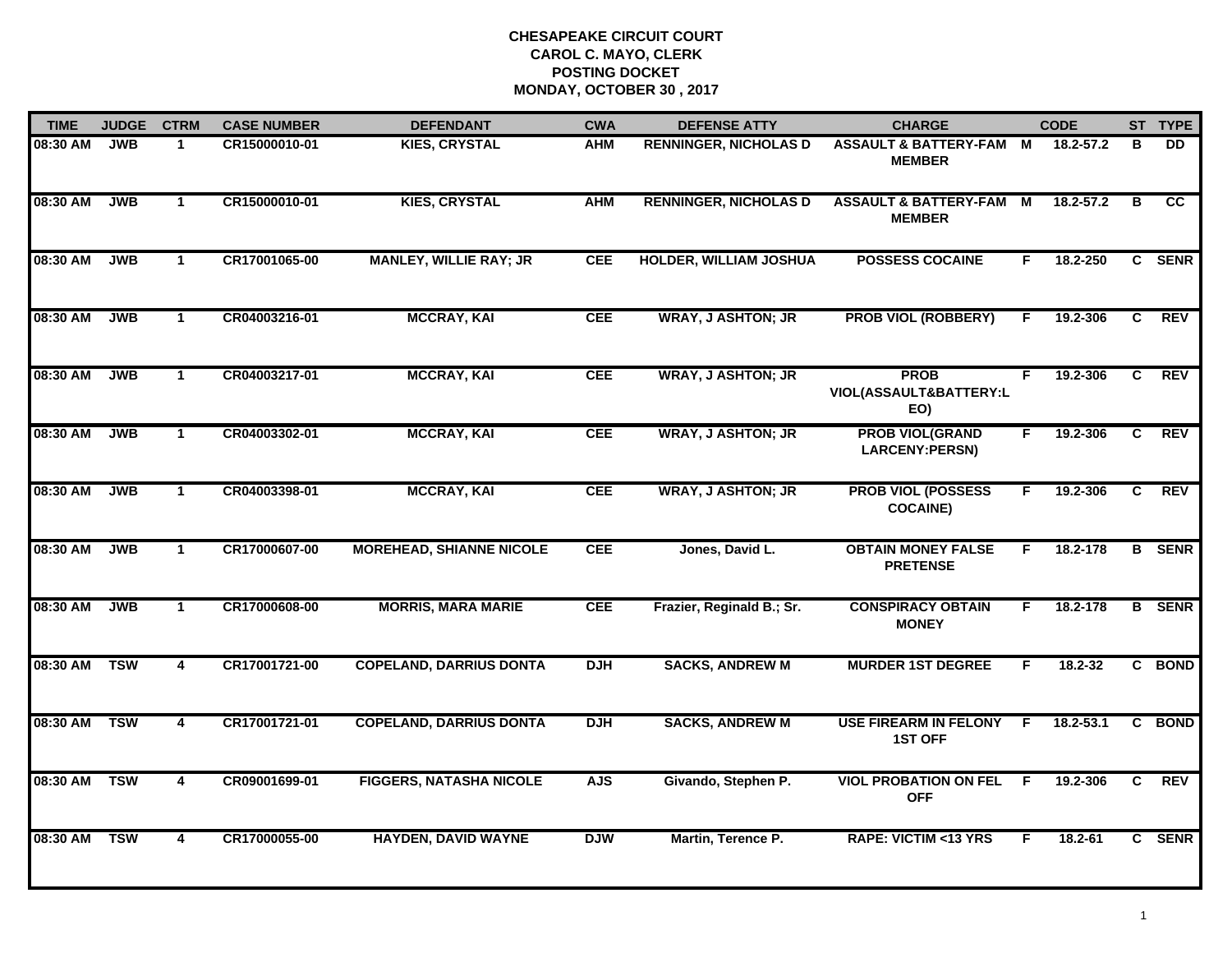# CHESAPEAKE CIRCUIT COURT
## CAROL C. MAYO, CLERK
## POSTING DOCKET
## MONDAY, OCTOBER 30 , 2017

| TIME | JUDGE | CTRM | CASE NUMBER | DEFENDANT | CWA | DEFENSE ATTY | CHARGE | | CODE | ST | TYPE |
|---|---|---|---|---|---|---|---|---|---|---|---|
| 08:30 AM | JWB | 1 | CR15000010-01 | KIES, CRYSTAL | AHM | RENNINGER, NICHOLAS D | ASSAULT & BATTERY-FAM MEMBER | M | 18.2-57.2 | B | DD |
| 08:30 AM | JWB | 1 | CR15000010-01 | KIES, CRYSTAL | AHM | RENNINGER, NICHOLAS D | ASSAULT & BATTERY-FAM MEMBER | M | 18.2-57.2 | B | CC |
| 08:30 AM | JWB | 1 | CR17001065-00 | MANLEY, WILLIE RAY; JR | CEE | HOLDER, WILLIAM JOSHUA | POSSESS COCAINE | F | 18.2-250 | C | SENR |
| 08:30 AM | JWB | 1 | CR04003216-01 | MCCRAY, KAI | CEE | WRAY, J ASHTON; JR | PROB VIOL (ROBBERY) | F | 19.2-306 | C | REV |
| 08:30 AM | JWB | 1 | CR04003217-01 | MCCRAY, KAI | CEE | WRAY, J ASHTON; JR | PROB VIOL(ASSAULT&BATTERY:LEO) | F | 19.2-306 | C | REV |
| 08:30 AM | JWB | 1 | CR04003302-01 | MCCRAY, KAI | CEE | WRAY, J ASHTON; JR | PROB VIOL(GRAND LARCENY:PERSN) | F | 19.2-306 | C | REV |
| 08:30 AM | JWB | 1 | CR04003398-01 | MCCRAY, KAI | CEE | WRAY, J ASHTON; JR | PROB VIOL (POSSESS COCAINE) | F | 19.2-306 | C | REV |
| 08:30 AM | JWB | 1 | CR17000607-00 | MOREHEAD, SHIANNE NICOLE | CEE | Jones, David L. | OBTAIN MONEY FALSE PRETENSE | F | 18.2-178 | B | SENR |
| 08:30 AM | JWB | 1 | CR17000608-00 | MORRIS, MARA MARIE | CEE | Frazier, Reginald B.; Sr. | CONSPIRACY OBTAIN MONEY | F | 18.2-178 | B | SENR |
| 08:30 AM | TSW | 4 | CR17001721-00 | COPELAND, DARRIUS DONTA | DJH | SACKS, ANDREW M | MURDER 1ST DEGREE | F | 18.2-32 | C | BOND |
| 08:30 AM | TSW | 4 | CR17001721-01 | COPELAND, DARRIUS DONTA | DJH | SACKS, ANDREW M | USE FIREARM IN FELONY 1ST OFF | F | 18.2-53.1 | C | BOND |
| 08:30 AM | TSW | 4 | CR09001699-01 | FIGGERS, NATASHA NICOLE | AJS | Givando, Stephen P. | VIOL PROBATION ON FEL OFF | F | 19.2-306 | C | REV |
| 08:30 AM | TSW | 4 | CR17000055-00 | HAYDEN, DAVID WAYNE | DJW | Martin, Terence P. | RAPE: VICTIM <13 YRS | F | 18.2-61 | C | SENR |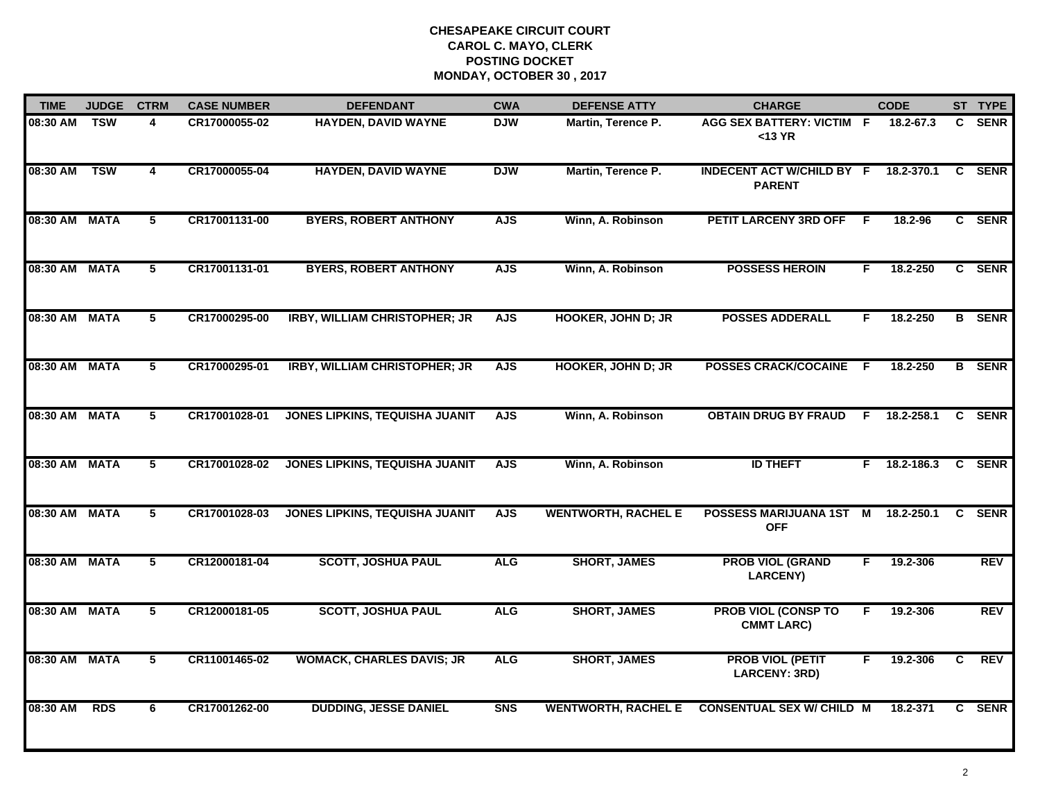**CHESAPEAKE CIRCUIT COURT**
**CAROL C. MAYO, CLERK**
**POSTING DOCKET**
**MONDAY, OCTOBER 30 , 2017**

| TIME | JUDGE | CTRM | CASE NUMBER | DEFENDANT | CWA | DEFENSE ATTY | CHARGE | | CODE | ST | TYPE |
|---|---|---|---|---|---|---|---|---|---|---|---|
| 08:30 AM | TSW | 4 | CR17000055-02 | HAYDEN, DAVID WAYNE | DJW | Martin, Terence P. | AGG SEX BATTERY: VICTIM <13 YR | F | 18.2-67.3 | C | SENR |
| 08:30 AM | TSW | 4 | CR17000055-04 | HAYDEN, DAVID WAYNE | DJW | Martin, Terence P. | INDECENT ACT W/CHILD BY PARENT | F | 18.2-370.1 | C | SENR |
| 08:30 AM | MATA | 5 | CR17001131-00 | BYERS, ROBERT ANTHONY | AJS | Winn, A. Robinson | PETIT LARCENY 3RD OFF | F | 18.2-96 | C | SENR |
| 08:30 AM | MATA | 5 | CR17001131-01 | BYERS, ROBERT ANTHONY | AJS | Winn, A. Robinson | POSSESS HEROIN | F | 18.2-250 | C | SENR |
| 08:30 AM | MATA | 5 | CR17000295-00 | IRBY, WILLIAM CHRISTOPHER; JR | AJS | HOOKER, JOHN D; JR | POSSES ADDERALL | F | 18.2-250 | B | SENR |
| 08:30 AM | MATA | 5 | CR17000295-01 | IRBY, WILLIAM CHRISTOPHER; JR | AJS | HOOKER, JOHN D; JR | POSSES CRACK/COCAINE | F | 18.2-250 | B | SENR |
| 08:30 AM | MATA | 5 | CR17001028-01 | JONES LIPKINS, TEQUISHA JUANIT | AJS | Winn, A. Robinson | OBTAIN DRUG BY FRAUD | F | 18.2-258.1 | C | SENR |
| 08:30 AM | MATA | 5 | CR17001028-02 | JONES LIPKINS, TEQUISHA JUANIT | AJS | Winn, A. Robinson | ID THEFT | F | 18.2-186.3 | C | SENR |
| 08:30 AM | MATA | 5 | CR17001028-03 | JONES LIPKINS, TEQUISHA JUANIT | AJS | WENTWORTH, RACHEL E | POSSESS MARIJUANA 1ST OFF | M | 18.2-250.1 | C | SENR |
| 08:30 AM | MATA | 5 | CR12000181-04 | SCOTT, JOSHUA PAUL | ALG | SHORT, JAMES | PROB VIOL (GRAND LARCENY) | F | 19.2-306 | | REV |
| 08:30 AM | MATA | 5 | CR12000181-05 | SCOTT, JOSHUA PAUL | ALG | SHORT, JAMES | PROB VIOL (CONSP TO CMMT LARC) | F | 19.2-306 | | REV |
| 08:30 AM | MATA | 5 | CR11001465-02 | WOMACK, CHARLES DAVIS; JR | ALG | SHORT, JAMES | PROB VIOL (PETIT LARCENY: 3RD) | F | 19.2-306 | C | REV |
| 08:30 AM | RDS | 6 | CR17001262-00 | DUDDING, JESSE DANIEL | SNS | WENTWORTH, RACHEL E | CONSENTUAL SEX W/ CHILD | M | 18.2-371 | C | SENR |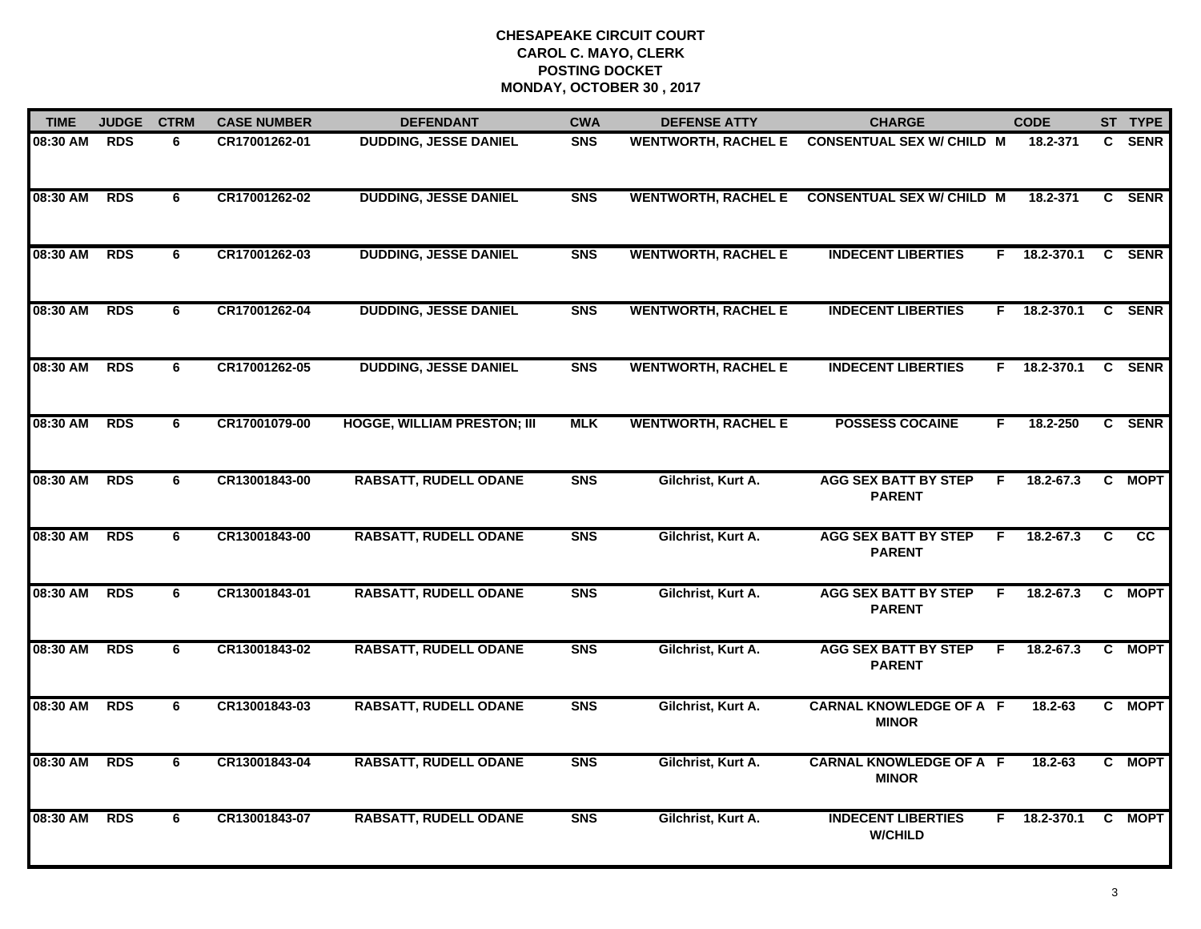# CHESAPEAKE CIRCUIT COURT
## CAROL C. MAYO, CLERK
## POSTING DOCKET
## MONDAY, OCTOBER 30 , 2017

| TIME | JUDGE | CTRM | CASE NUMBER | DEFENDANT | CWA | DEFENSE ATTY | CHARGE | | CODE | ST | TYPE |
|---|---|---|---|---|---|---|---|---|---|---|---|
| 08:30 AM | RDS | 6 | CR17001262-01 | DUDDING, JESSE DANIEL | SNS | WENTWORTH, RACHEL E | CONSENTUAL SEX W/ CHILD | M | 18.2-371 | C | SENR |
| 08:30 AM | RDS | 6 | CR17001262-02 | DUDDING, JESSE DANIEL | SNS | WENTWORTH, RACHEL E | CONSENTUAL SEX W/ CHILD | M | 18.2-371 | C | SENR |
| 08:30 AM | RDS | 6 | CR17001262-03 | DUDDING, JESSE DANIEL | SNS | WENTWORTH, RACHEL E | INDECENT LIBERTIES | F | 18.2-370.1 | C | SENR |
| 08:30 AM | RDS | 6 | CR17001262-04 | DUDDING, JESSE DANIEL | SNS | WENTWORTH, RACHEL E | INDECENT LIBERTIES | F | 18.2-370.1 | C | SENR |
| 08:30 AM | RDS | 6 | CR17001262-05 | DUDDING, JESSE DANIEL | SNS | WENTWORTH, RACHEL E | INDECENT LIBERTIES | F | 18.2-370.1 | C | SENR |
| 08:30 AM | RDS | 6 | CR17001079-00 | HOGGE, WILLIAM PRESTON; III | MLK | WENTWORTH, RACHEL E | POSSESS COCAINE | F | 18.2-250 | C | SENR |
| 08:30 AM | RDS | 6 | CR13001843-00 | RABSATT, RUDELL ODANE | SNS | Gilchrist, Kurt A. | AGG SEX BATT BY STEP PARENT | F | 18.2-67.3 | C | MOPT |
| 08:30 AM | RDS | 6 | CR13001843-00 | RABSATT, RUDELL ODANE | SNS | Gilchrist, Kurt A. | AGG SEX BATT BY STEP PARENT | F | 18.2-67.3 | C | CC |
| 08:30 AM | RDS | 6 | CR13001843-01 | RABSATT, RUDELL ODANE | SNS | Gilchrist, Kurt A. | AGG SEX BATT BY STEP PARENT | F | 18.2-67.3 | C | MOPT |
| 08:30 AM | RDS | 6 | CR13001843-02 | RABSATT, RUDELL ODANE | SNS | Gilchrist, Kurt A. | AGG SEX BATT BY STEP PARENT | F | 18.2-67.3 | C | MOPT |
| 08:30 AM | RDS | 6 | CR13001843-03 | RABSATT, RUDELL ODANE | SNS | Gilchrist, Kurt A. | CARNAL KNOWLEDGE OF A MINOR | F | 18.2-63 | C | MOPT |
| 08:30 AM | RDS | 6 | CR13001843-04 | RABSATT, RUDELL ODANE | SNS | Gilchrist, Kurt A. | CARNAL KNOWLEDGE OF A MINOR | F | 18.2-63 | C | MOPT |
| 08:30 AM | RDS | 6 | CR13001843-07 | RABSATT, RUDELL ODANE | SNS | Gilchrist, Kurt A. | INDECENT LIBERTIES W/CHILD | F | 18.2-370.1 | C | MOPT |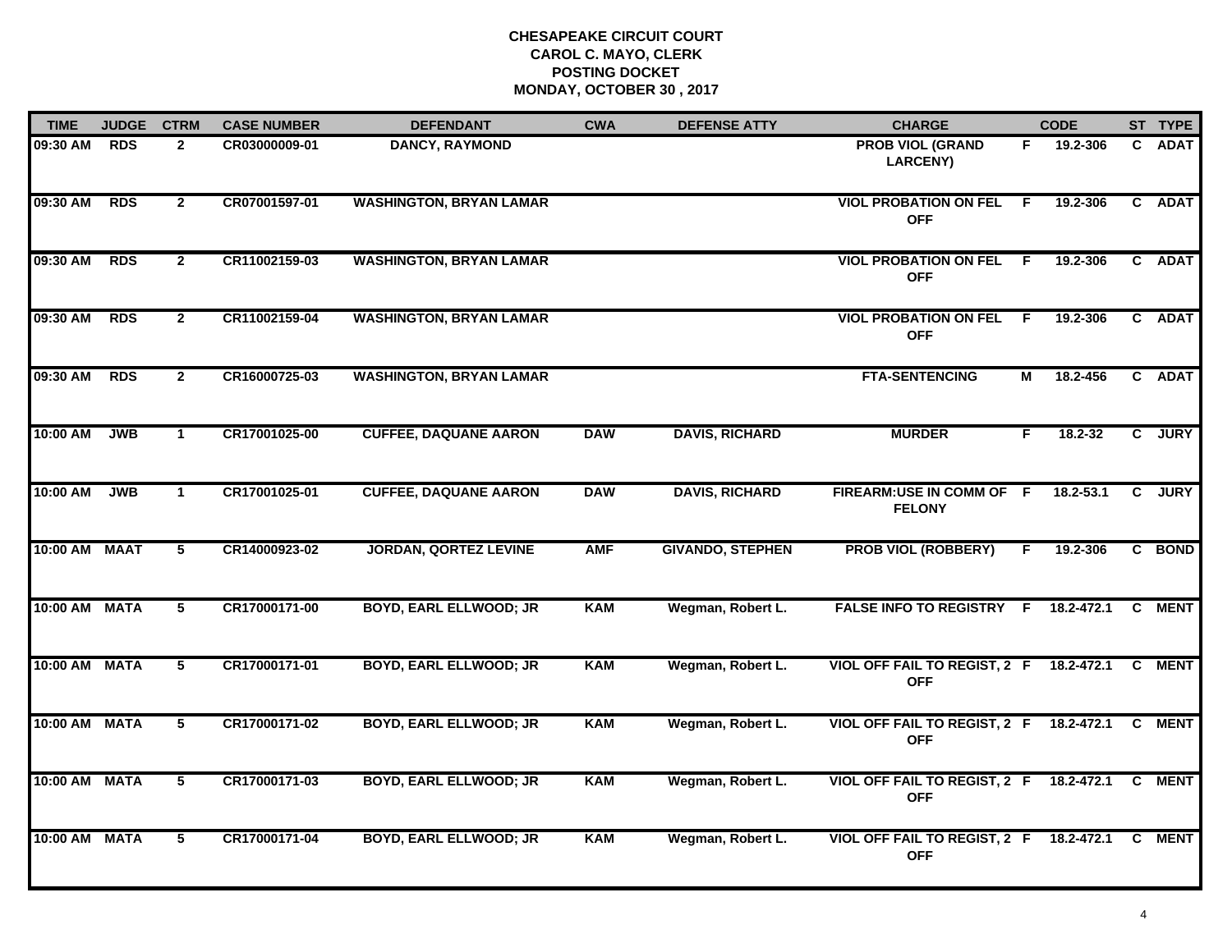# CHESAPEAKE CIRCUIT COURT
## CAROL C. MAYO, CLERK
## POSTING DOCKET
## MONDAY, OCTOBER 30 , 2017

| TIME | JUDGE | CTRM | CASE NUMBER | DEFENDANT | CWA | DEFENSE ATTY | CHARGE | | CODE | ST | TYPE |
|---|---|---|---|---|---|---|---|---|---|---|---|
| 09:30 AM | RDS | 2 | CR03000009-01 | DANCY, RAYMOND | | | PROB VIOL (GRAND LARCENY) | F | 19.2-306 | C | ADAT |
| 09:30 AM | RDS | 2 | CR07001597-01 | WASHINGTON, BRYAN LAMAR | | | VIOL PROBATION ON FEL OFF | F | 19.2-306 | C | ADAT |
| 09:30 AM | RDS | 2 | CR11002159-03 | WASHINGTON, BRYAN LAMAR | | | VIOL PROBATION ON FEL OFF | F | 19.2-306 | C | ADAT |
| 09:30 AM | RDS | 2 | CR11002159-04 | WASHINGTON, BRYAN LAMAR | | | VIOL PROBATION ON FEL OFF | F | 19.2-306 | C | ADAT |
| 09:30 AM | RDS | 2 | CR16000725-03 | WASHINGTON, BRYAN LAMAR | | | FTA-SENTENCING | M | 18.2-456 | C | ADAT |
| 10:00 AM | JWB | 1 | CR17001025-00 | CUFFEE, DAQUANE AARON | DAW | DAVIS, RICHARD | MURDER | F | 18.2-32 | C | JURY |
| 10:00 AM | JWB | 1 | CR17001025-01 | CUFFEE, DAQUANE AARON | DAW | DAVIS, RICHARD | FIREARM:USE IN COMM OF FELONY | F | 18.2-53.1 | C | JURY |
| 10:00 AM | MAAT | 5 | CR14000923-02 | JORDAN, QORTEZ LEVINE | AMF | GIVANDO, STEPHEN | PROB VIOL (ROBBERY) | F | 19.2-306 | C | BOND |
| 10:00 AM | MATA | 5 | CR17000171-00 | BOYD, EARL ELLWOOD; JR | KAM | Wegman, Robert L. | FALSE INFO TO REGISTRY | F | 18.2-472.1 | C | MENT |
| 10:00 AM | MATA | 5 | CR17000171-01 | BOYD, EARL ELLWOOD; JR | KAM | Wegman, Robert L. | VIOL OFF FAIL TO REGIST, 2 OFF | F | 18.2-472.1 | C | MENT |
| 10:00 AM | MATA | 5 | CR17000171-02 | BOYD, EARL ELLWOOD; JR | KAM | Wegman, Robert L. | VIOL OFF FAIL TO REGIST, 2 OFF | F | 18.2-472.1 | C | MENT |
| 10:00 AM | MATA | 5 | CR17000171-03 | BOYD, EARL ELLWOOD; JR | KAM | Wegman, Robert L. | VIOL OFF FAIL TO REGIST, 2 OFF | F | 18.2-472.1 | C | MENT |
| 10:00 AM | MATA | 5 | CR17000171-04 | BOYD, EARL ELLWOOD; JR | KAM | Wegman, Robert L. | VIOL OFF FAIL TO REGIST, 2 OFF | F | 18.2-472.1 | C | MENT |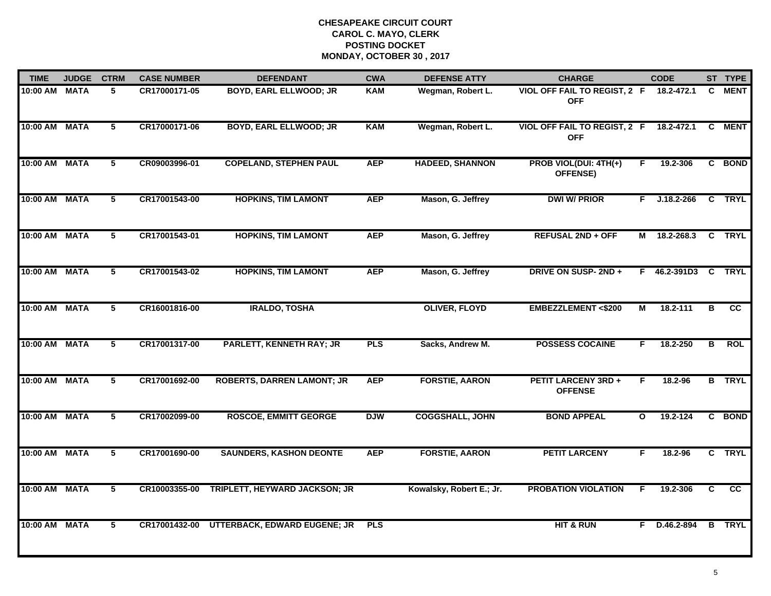**CHESAPEAKE CIRCUIT COURT**
**CAROL C. MAYO, CLERK**
**POSTING DOCKET**
**MONDAY, OCTOBER 30 , 2017**

| TIME | JUDGE | CTRM | CASE NUMBER | DEFENDANT | CWA | DEFENSE ATTY | CHARGE | | CODE | ST | TYPE |
|---|---|---|---|---|---|---|---|---|---|---|---|
| 10:00 AM | MATA | 5 | CR17000171-05 | BOYD, EARL ELLWOOD; JR | KAM | Wegman, Robert L. | VIOL OFF FAIL TO REGIST, 2 OFF | F | 18.2-472.1 | C | MENT |
| 10:00 AM | MATA | 5 | CR17000171-06 | BOYD, EARL ELLWOOD; JR | KAM | Wegman, Robert L. | VIOL OFF FAIL TO REGIST, 2 OFF | F | 18.2-472.1 | C | MENT |
| 10:00 AM | MATA | 5 | CR09003996-01 | COPELAND, STEPHEN PAUL | AEP | HADEED, SHANNON | PROB VIOL(DUI: 4TH(+) OFFENSE) | F | 19.2-306 | C | BOND |
| 10:00 AM | MATA | 5 | CR17001543-00 | HOPKINS, TIM LAMONT | AEP | Mason, G. Jeffrey | DWI W/ PRIOR | F | J.18.2-266 | C | TRYL |
| 10:00 AM | MATA | 5 | CR17001543-01 | HOPKINS, TIM LAMONT | AEP | Mason, G. Jeffrey | REFUSAL 2ND + OFF | M | 18.2-268.3 | C | TRYL |
| 10:00 AM | MATA | 5 | CR17001543-02 | HOPKINS, TIM LAMONT | AEP | Mason, G. Jeffrey | DRIVE ON SUSP- 2ND + | F | 46.2-391D3 | C | TRYL |
| 10:00 AM | MATA | 5 | CR16001816-00 | IRALDO, TOSHA | | OLIVER, FLOYD | EMBEZZLEMENT <$200 | M | 18.2-111 | B | CC |
| 10:00 AM | MATA | 5 | CR17001317-00 | PARLETT, KENNETH RAY; JR | PLS | Sacks, Andrew M. | POSSESS COCAINE | F | 18.2-250 | B | ROL |
| 10:00 AM | MATA | 5 | CR17001692-00 | ROBERTS, DARREN LAMONT; JR | AEP | FORSTIE, AARON | PETIT LARCENY 3RD + OFFENSE | F | 18.2-96 | B | TRYL |
| 10:00 AM | MATA | 5 | CR17002099-00 | ROSCOE, EMMITT GEORGE | DJW | COGGSHALL, JOHN | BOND APPEAL | O | 19.2-124 | C | BOND |
| 10:00 AM | MATA | 5 | CR17001690-00 | SAUNDERS, KASHON DEONTE | AEP | FORSTIE, AARON | PETIT LARCENY | F | 18.2-96 | C | TRYL |
| 10:00 AM | MATA | 5 | CR10003355-00 | TRIPLETT, HEYWARD JACKSON; JR | | Kowalsky, Robert E.; Jr. | PROBATION VIOLATION | F | 19.2-306 | C | CC |
| 10:00 AM | MATA | 5 | CR17001432-00 | UTTERBACK, EDWARD EUGENE; JR | PLS | | HIT & RUN | F | D.46.2-894 | B | TRYL |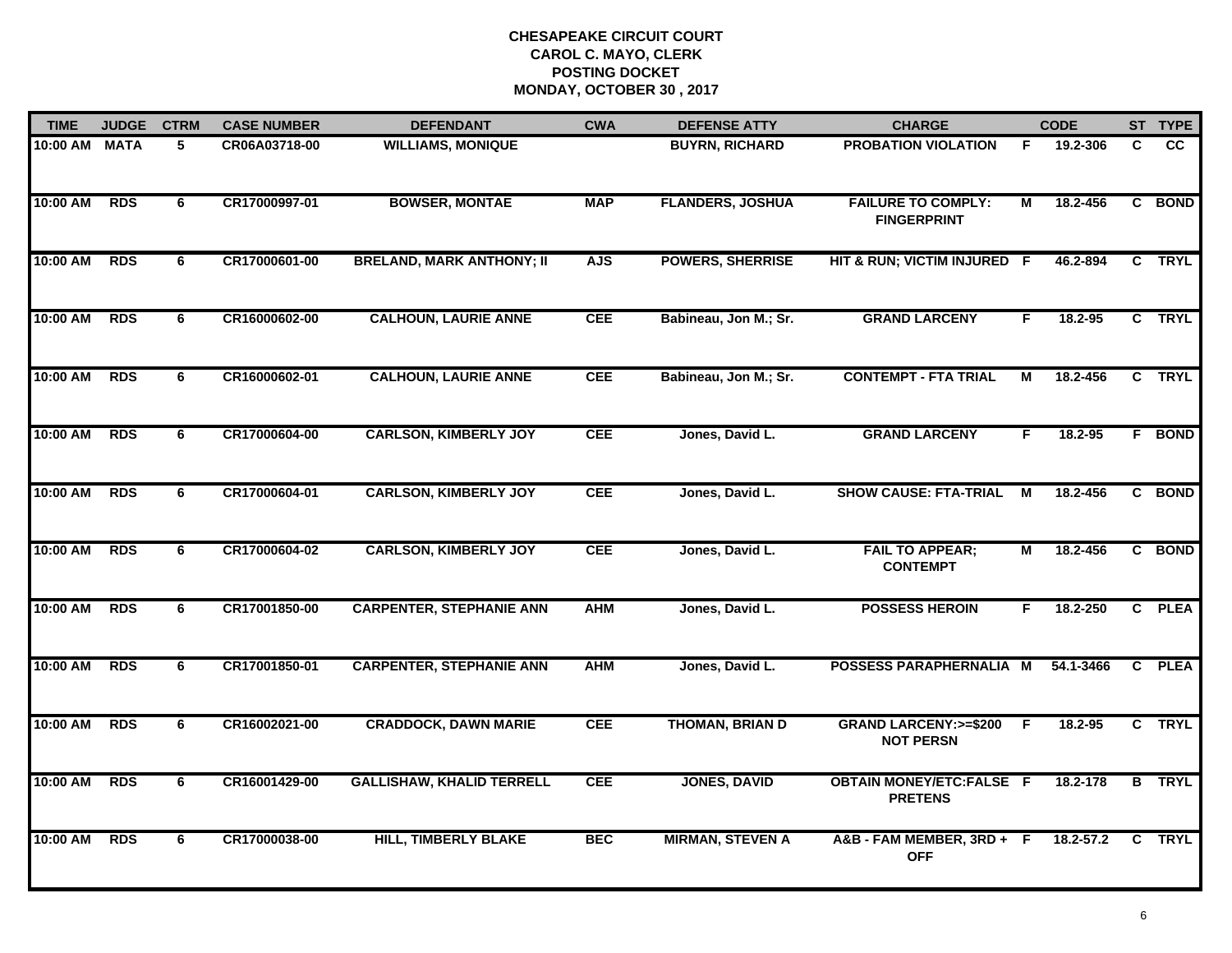# CHESAPEAKE CIRCUIT COURT
## CAROL C. MAYO, CLERK
## POSTING DOCKET
## MONDAY, OCTOBER 30 , 2017

| TIME | JUDGE | CTRM | CASE NUMBER | DEFENDANT | CWA | DEFENSE ATTY | CHARGE | | CODE | ST | TYPE |
|---|---|---|---|---|---|---|---|---|---|---|---|
| 10:00 AM | MATA | 5 | CR06A03718-00 | WILLIAMS, MONIQUE | | BUYRN, RICHARD | PROBATION VIOLATION | F | 19.2-306 | C | CC |
| 10:00 AM | RDS | 6 | CR17000997-01 | BOWSER, MONTAE | MAP | FLANDERS, JOSHUA | FAILURE TO COMPLY: FINGERPRINT | M | 18.2-456 | C | BOND |
| 10:00 AM | RDS | 6 | CR17000601-00 | BRELAND, MARK ANTHONY; II | AJS | POWERS, SHERRISE | HIT & RUN; VICTIM INJURED | F | 46.2-894 | C | TRYL |
| 10:00 AM | RDS | 6 | CR16000602-00 | CALHOUN, LAURIE ANNE | CEE | Babineau, Jon M.; Sr. | GRAND LARCENY | F | 18.2-95 | C | TRYL |
| 10:00 AM | RDS | 6 | CR16000602-01 | CALHOUN, LAURIE ANNE | CEE | Babineau, Jon M.; Sr. | CONTEMPT - FTA TRIAL | M | 18.2-456 | C | TRYL |
| 10:00 AM | RDS | 6 | CR17000604-00 | CARLSON, KIMBERLY JOY | CEE | Jones, David L. | GRAND LARCENY | F | 18.2-95 | F | BOND |
| 10:00 AM | RDS | 6 | CR17000604-01 | CARLSON, KIMBERLY JOY | CEE | Jones, David L. | SHOW CAUSE: FTA-TRIAL | M | 18.2-456 | C | BOND |
| 10:00 AM | RDS | 6 | CR17000604-02 | CARLSON, KIMBERLY JOY | CEE | Jones, David L. | FAIL TO APPEAR; CONTEMPT | M | 18.2-456 | C | BOND |
| 10:00 AM | RDS | 6 | CR17001850-00 | CARPENTER, STEPHANIE ANN | AHM | Jones, David L. | POSSESS HEROIN | F | 18.2-250 | C | PLEA |
| 10:00 AM | RDS | 6 | CR17001850-01 | CARPENTER, STEPHANIE ANN | AHM | Jones, David L. | POSSESS PARAPHERNALIA | M | 54.1-3466 | C | PLEA |
| 10:00 AM | RDS | 6 | CR16002021-00 | CRADDOCK, DAWN MARIE | CEE | THOMAN, BRIAN D | GRAND LARCENY:>=$200 NOT PERSN | F | 18.2-95 | C | TRYL |
| 10:00 AM | RDS | 6 | CR16001429-00 | GALLISHAW, KHALID TERRELL | CEE | JONES, DAVID | OBTAIN MONEY/ETC:FALSE PRETENS | F | 18.2-178 | B | TRYL |
| 10:00 AM | RDS | 6 | CR17000038-00 | HILL, TIMBERLY BLAKE | BEC | MIRMAN, STEVEN A | A&B - FAM MEMBER, 3RD + OFF | F | 18.2-57.2 | C | TRYL |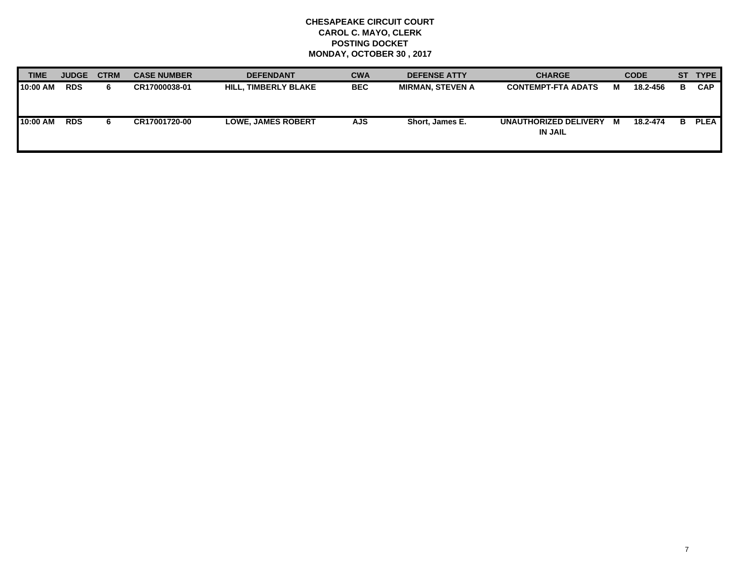**CHESAPEAKE CIRCUIT COURT**
**CAROL C. MAYO, CLERK**
**POSTING DOCKET**
**MONDAY, OCTOBER 30 , 2017**

| TIME | JUDGE | CTRM | CASE NUMBER | DEFENDANT | CWA | DEFENSE ATTY | CHARGE | | CODE | ST | TYPE |
|---|---|---|---|---|---|---|---|---|---|---|---|
| 10:00 AM | RDS | 6 | CR17000038-01 | HILL, TIMBERLY BLAKE | BEC | MIRMAN, STEVEN A | CONTEMPT-FTA ADATS | M | 18.2-456 | B | CAP |
| 10:00 AM | RDS | 6 | CR17001720-00 | LOWE, JAMES ROBERT | AJS | Short, James E. | UNAUTHORIZED DELIVERY IN JAIL | M | 18.2-474 | B | PLEA |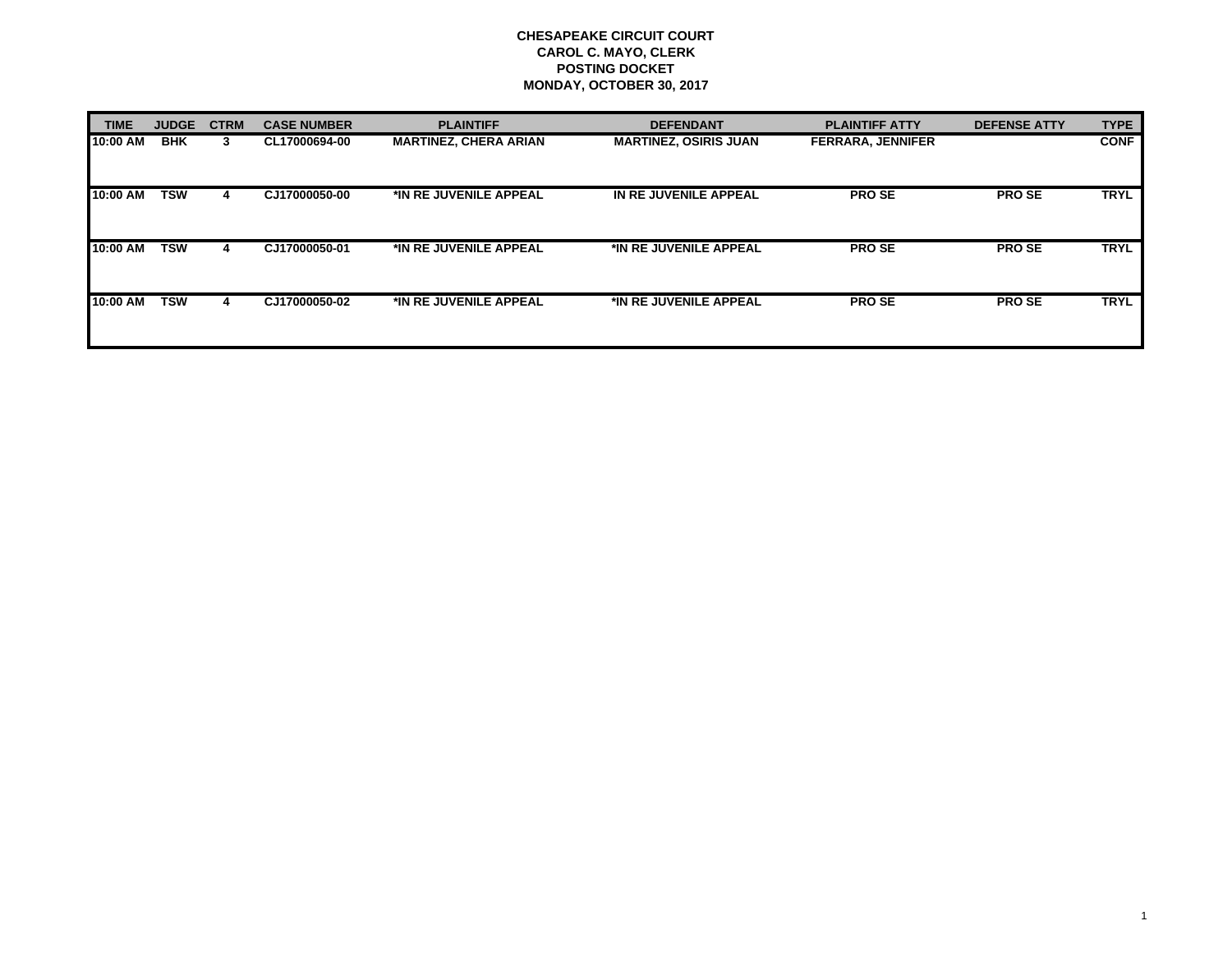**CHESAPEAKE CIRCUIT COURT**
**CAROL C. MAYO, CLERK**
**POSTING DOCKET**
**MONDAY, OCTOBER 30, 2017**

| TIME | JUDGE | CTRM | CASE NUMBER | PLAINTIFF | DEFENDANT | PLAINTIFF ATTY | DEFENSE ATTY | TYPE |
|---|---|---|---|---|---|---|---|---|
| 10:00 AM | BHK | 3 | CL17000694-00 | MARTINEZ, CHERA ARIAN | MARTINEZ, OSIRIS JUAN | FERRARA, JENNIFER | | CONF |
| 10:00 AM | TSW | 4 | CJ17000050-00 | *IN RE JUVENILE APPEAL | IN RE JUVENILE APPEAL | PRO SE | PRO SE | TRYL |
| 10:00 AM | TSW | 4 | CJ17000050-01 | *IN RE JUVENILE APPEAL | *IN RE JUVENILE APPEAL | PRO SE | PRO SE | TRYL |
| 10:00 AM | TSW | 4 | CJ17000050-02 | *IN RE JUVENILE APPEAL | *IN RE JUVENILE APPEAL | PRO SE | PRO SE | TRYL |